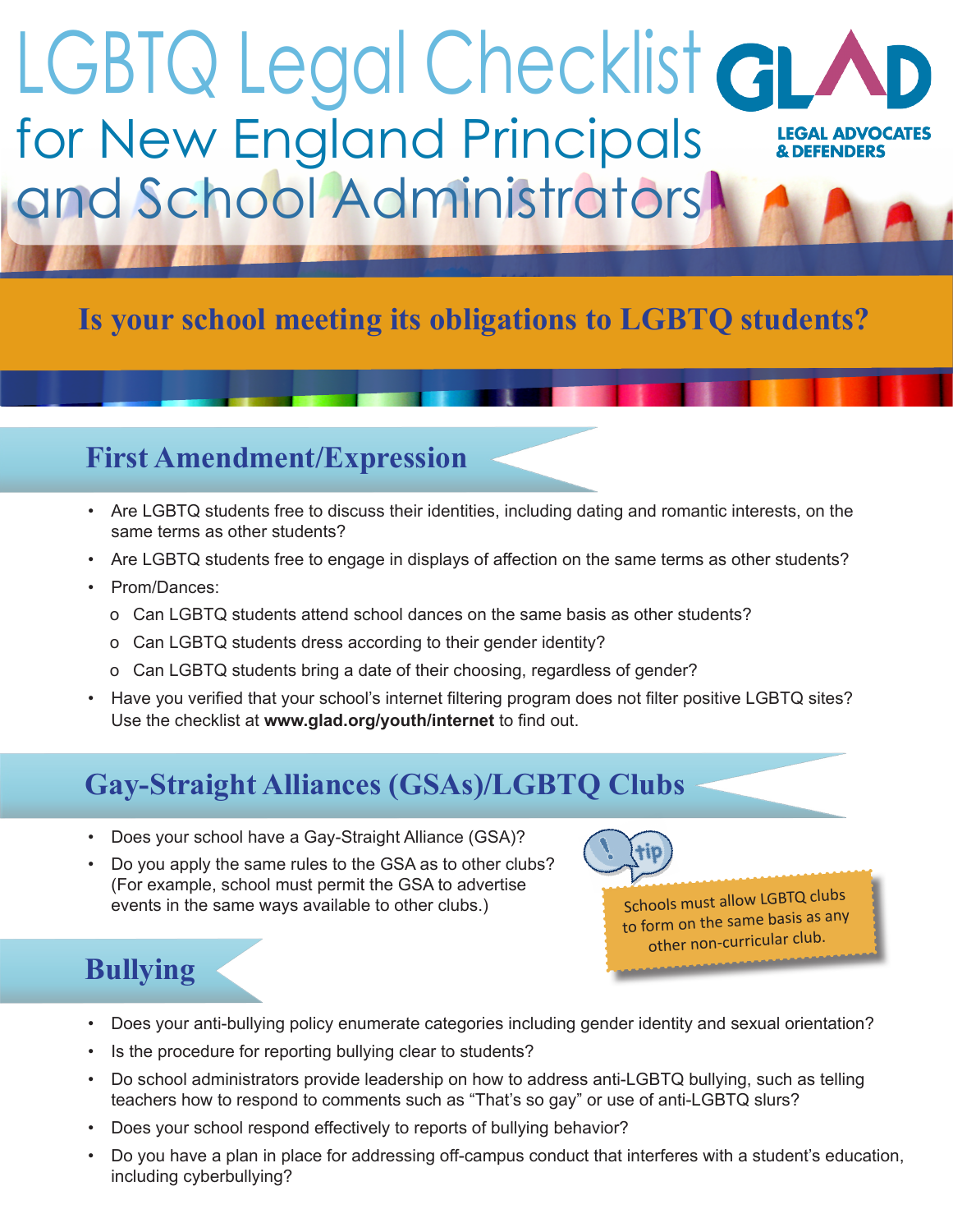# LGBTQ Legal Checklist for New England Principals and School Administrators

GLAD
LEGAL ADVOCATES & DEFENDERS

**Is your school meeting its obligations to LGBTQ students?**

## First Amendment/Expression

- Are LGBTQ students free to discuss their identities, including dating and romantic interests, on the same terms as other students?
- Are LGBTQ students free to engage in displays of affection on the same terms as other students?
- Prom/Dances:
  - Can LGBTQ students attend school dances on the same basis as other students?
  - Can LGBTQ students dress according to their gender identity?
  - Can LGBTQ students bring a date of their choosing, regardless of gender?
- Have you verified that your school's internet filtering program does not filter positive LGBTQ sites? Use the checklist at **www.glad.org/youth/internet** to find out.

## Gay-Straight Alliances (GSAs)/LGBTQ Clubs

- Does your school have a Gay-Straight Alliance (GSA)?
- Do you apply the same rules to the GSA as to other clubs? (For example, school must permit the GSA to advertise events in the same ways available to other clubs.)

**tip:** Schools must allow LGBTQ clubs to form on the same basis as any other non-curricular club.

## Bullying

- Does your anti-bullying policy enumerate categories including gender identity and sexual orientation?
- Is the procedure for reporting bullying clear to students?
- Do school administrators provide leadership on how to address anti-LGBTQ bullying, such as telling teachers how to respond to comments such as "That's so gay" or use of anti-LGBTQ slurs?
- Does your school respond effectively to reports of bullying behavior?
- Do you have a plan in place for addressing off-campus conduct that interferes with a student's education, including cyberbullying?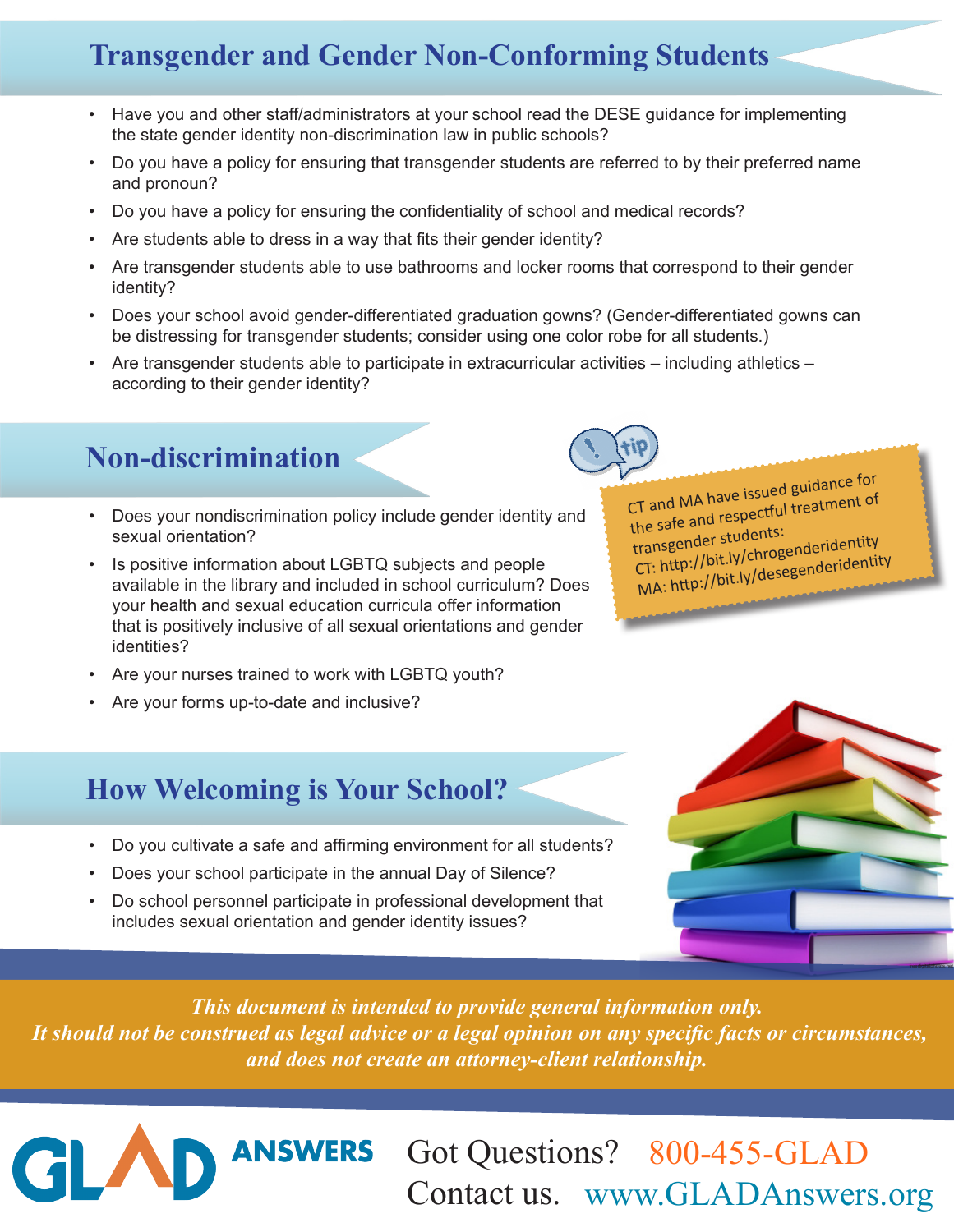## Transgender and Gender Non-Conforming Students

- Have you and other staff/administrators at your school read the DESE guidance for implementing the state gender identity non-discrimination law in public schools?
- Do you have a policy for ensuring that transgender students are referred to by their preferred name and pronoun?
- Do you have a policy for ensuring the confidentiality of school and medical records?
- Are students able to dress in a way that fits their gender identity?
- Are transgender students able to use bathrooms and locker rooms that correspond to their gender identity?
- Does your school avoid gender-differentiated graduation gowns? (Gender-differentiated gowns can be distressing for transgender students; consider using one color robe for all students.)
- Are transgender students able to participate in extracurricular activities – including athletics – according to their gender identity?

## Non-discrimination

- Does your nondiscrimination policy include gender identity and sexual orientation?
- Is positive information about LGBTQ subjects and people available in the library and included in school curriculum? Does your health and sexual education curricula offer information that is positively inclusive of all sexual orientations and gender identities?
- Are your nurses trained to work with LGBTQ youth?
- Are your forms up-to-date and inclusive?

**tip**

CT and MA have issued guidance for the safe and respectful treatment of transgender students:
CT: http://bit.ly/chrogenderidentity
MA: http://bit.ly/desegenderidentity

## How Welcoming is Your School?

- Do you cultivate a safe and affirming environment for all students?
- Does your school participate in the annual Day of Silence?
- Do school personnel participate in professional development that includes sexual orientation and gender identity issues?

*This document is intended to provide general information only. It should not be construed as legal advice or a legal opinion on any specific facts or circumstances, and does not create an attorney-client relationship.*

GLAD ANSWERS

Got Questions? 800-455-GLAD
Contact us. www.GLADAnswers.org